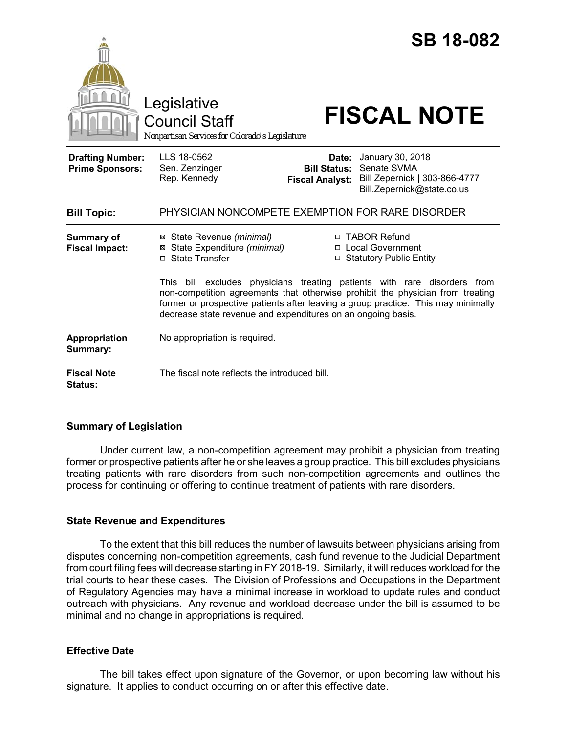# SB 18-082

Legislative Council Staff

Nonpartisan Services for Colorado's Legislature

# FISCAL NOTE

| | | | |
|---|---|---|---|
| **Drafting Number:** | LLS 18-0562 | **Date:** | January 30, 2018 |
| **Prime Sponsors:** | Sen. Zenzinger<br>Rep. Kennedy | **Bill Status:** | Senate SVMA |
| | | **Fiscal Analyst:** | Bill Zepernick \| 303-866-4777<br>Bill.Zepernick@state.co.us |

| | |
|---|---|
| **Bill Topic:** | PHYSICIAN NONCOMPETE EXEMPTION FOR RARE DISORDER |
| **Summary of Fiscal Impact:** | ☒ State Revenue *(minimal)*<br>☒ State Expenditure *(minimal)*<br>☐ State Transfer<br>☐ TABOR Refund<br>☐ Local Government<br>☐ Statutory Public Entity<br><br>This bill excludes physicians treating patients with rare disorders from non-competition agreements that otherwise prohibit the physician from treating former or prospective patients after leaving a group practice. This may minimally decrease state revenue and expenditures on an ongoing basis. |
| **Appropriation Summary:** | No appropriation is required. |
| **Fiscal Note Status:** | The fiscal note reflects the introduced bill. |

## Summary of Legislation

Under current law, a non-competition agreement may prohibit a physician from treating former or prospective patients after he or she leaves a group practice. This bill excludes physicians treating patients with rare disorders from such non-competition agreements and outlines the process for continuing or offering to continue treatment of patients with rare disorders.

## State Revenue and Expenditures

To the extent that this bill reduces the number of lawsuits between physicians arising from disputes concerning non-competition agreements, cash fund revenue to the Judicial Department from court filing fees will decrease starting in FY 2018-19. Similarly, it will reduces workload for the trial courts to hear these cases. The Division of Professions and Occupations in the Department of Regulatory Agencies may have a minimal increase in workload to update rules and conduct outreach with physicians. Any revenue and workload decrease under the bill is assumed to be minimal and no change in appropriations is required.

## Effective Date

The bill takes effect upon signature of the Governor, or upon becoming law without his signature. It applies to conduct occurring on or after this effective date.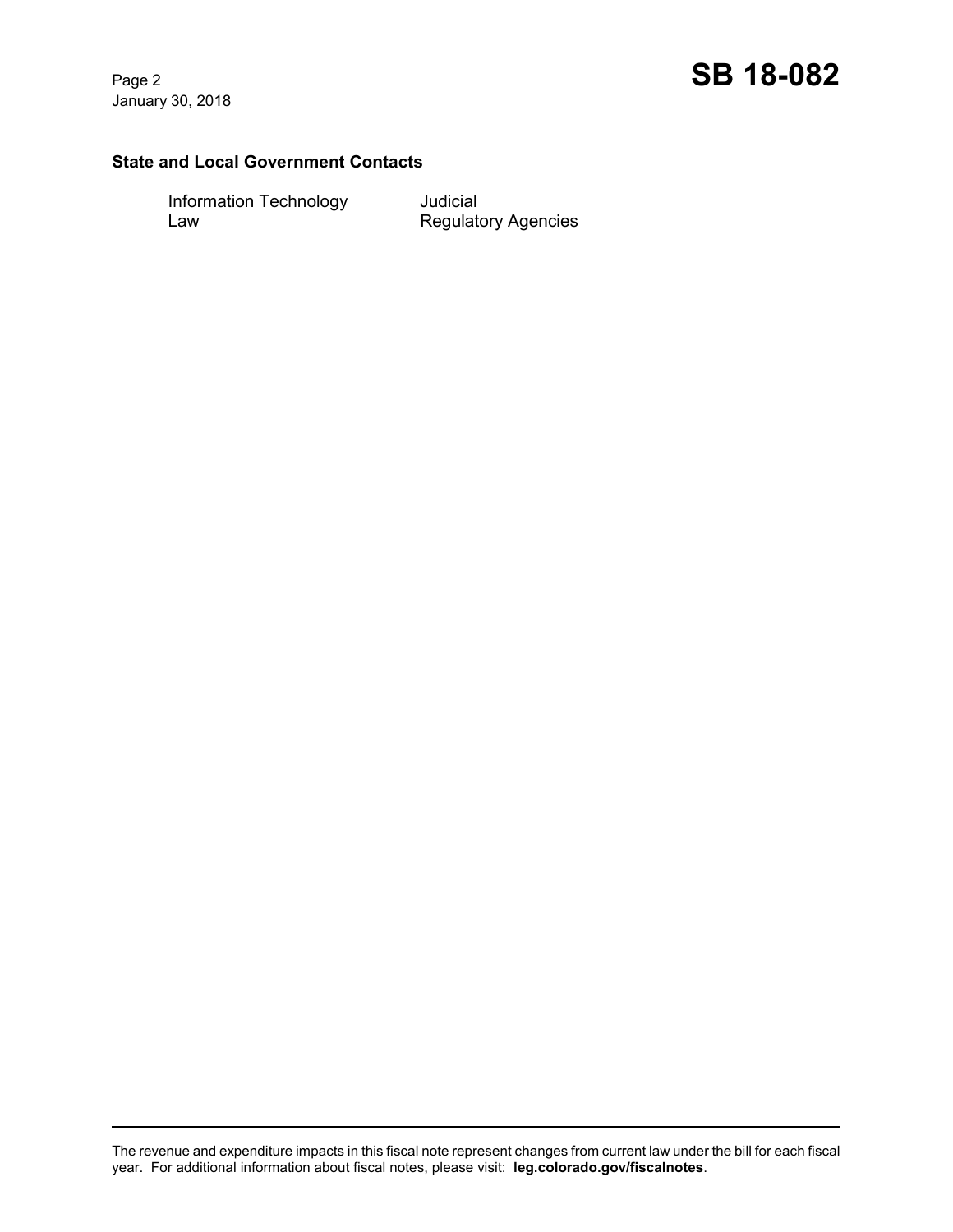### State and Local Government Contacts

| | |
|---|---|
| Information Technology | Judicial |
| Law | Regulatory Agencies |

The revenue and expenditure impacts in this fiscal note represent changes from current law under the bill for each fiscal year. For additional information about fiscal notes, please visit: **leg.colorado.gov/fiscalnotes**.